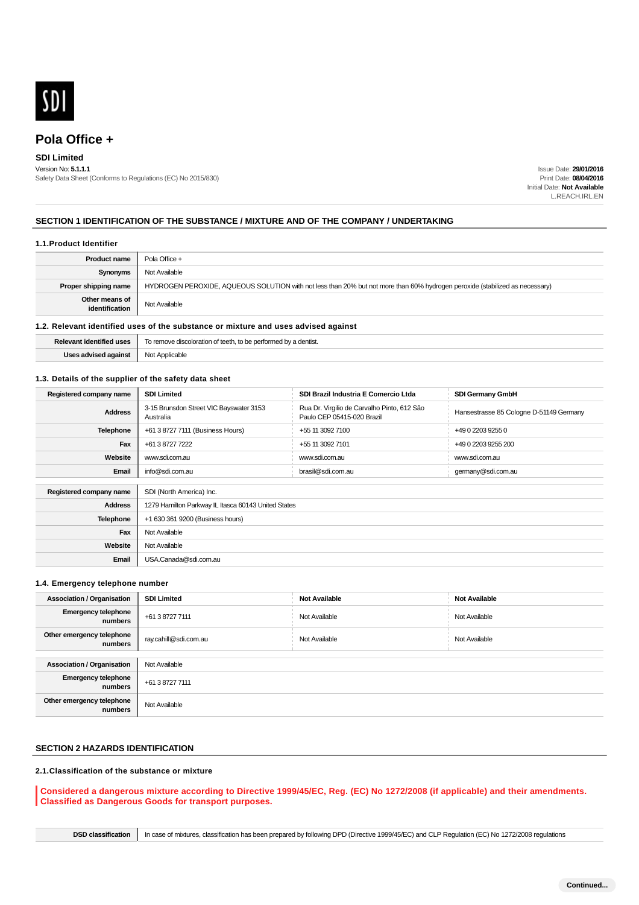SDI

# Pola Office +

## SDI Limited

Version No: **5.1.1.1**
Safety Data Sheet (Conforms to Regulations (EC) No 2015/830)

Issue Date: **29/01/2016**
Print Date: **08/04/2016**
Initial Date: **Not Available**
L.REACH.IRL.EN

## SECTION 1 IDENTIFICATION OF THE SUBSTANCE / MIXTURE AND OF THE COMPANY / UNDERTAKING

### 1.1.Product Identifier

| | |
|---|---|
| **Product name** | Pola Office + |
| **Synonyms** | Not Available |
| **Proper shipping name** | HYDROGEN PEROXIDE, AQUEOUS SOLUTION with not less than 20% but not more than 60% hydrogen peroxide (stabilized as necessary) |
| **Other means of identification** | Not Available |

### 1.2. Relevant identified uses of the substance or mixture and uses advised against

| | |
|---|---|
| **Relevant identified uses** | To remove discoloration of teeth, to be performed by a dentist. |
| **Uses advised against** | Not Applicable |

### 1.3. Details of the supplier of the safety data sheet

| Registered company name | SDI Limited | SDI Brazil Industria E Comercio Ltda | SDI Germany GmbH |
|---|---|---|---|
| **Address** | 3-15 Brunsdon Street VIC Bayswater 3153 Australia | Rua Dr. Virgilio de Carvalho Pinto, 612 São Paulo CEP 05415-020 Brazil | Hansestrasse 85 Cologne D-51149 Germany |
| **Telephone** | +61 3 8727 7111 (Business Hours) | +55 11 3092 7100 | +49 0 2203 9255 0 |
| **Fax** | +61 3 8727 7222 | +55 11 3092 7101 | +49 0 2203 9255 200 |
| **Website** | www.sdi.com.au | www.sdi.com.au | www.sdi.com.au |
| **Email** | info@sdi.com.au | brasil@sdi.com.au | germany@sdi.com.au |

| Registered company name | SDI (North America) Inc. |
|---|---|
| **Address** | 1279 Hamilton Parkway IL Itasca 60143 United States |
| **Telephone** | +1 630 361 9200 (Business hours) |
| **Fax** | Not Available |
| **Website** | Not Available |
| **Email** | USA.Canada@sdi.com.au |

### 1.4. Emergency telephone number

| Association / Organisation | SDI Limited | Not Available | Not Available |
|---|---|---|---|
| **Emergency telephone numbers** | +61 3 8727 7111 | Not Available | Not Available |
| **Other emergency telephone numbers** | ray.cahill@sdi.com.au | Not Available | Not Available |

| Association / Organisation | Not Available |
|---|---|
| **Emergency telephone numbers** | +61 3 8727 7111 |
| **Other emergency telephone numbers** | Not Available |

## SECTION 2 HAZARDS IDENTIFICATION

### 2.1.Classification of the substance or mixture

**Considered a dangerous mixture according to Directive 1999/45/EC, Reg. (EC) No 1272/2008 (if applicable) and their amendments. Classified as Dangerous Goods for transport purposes.**

| | |
|---|---|
| **DSD classification** | In case of mixtures, classification has been prepared by following DPD (Directive 1999/45/EC) and CLP Regulation (EC) No 1272/2008 regulations |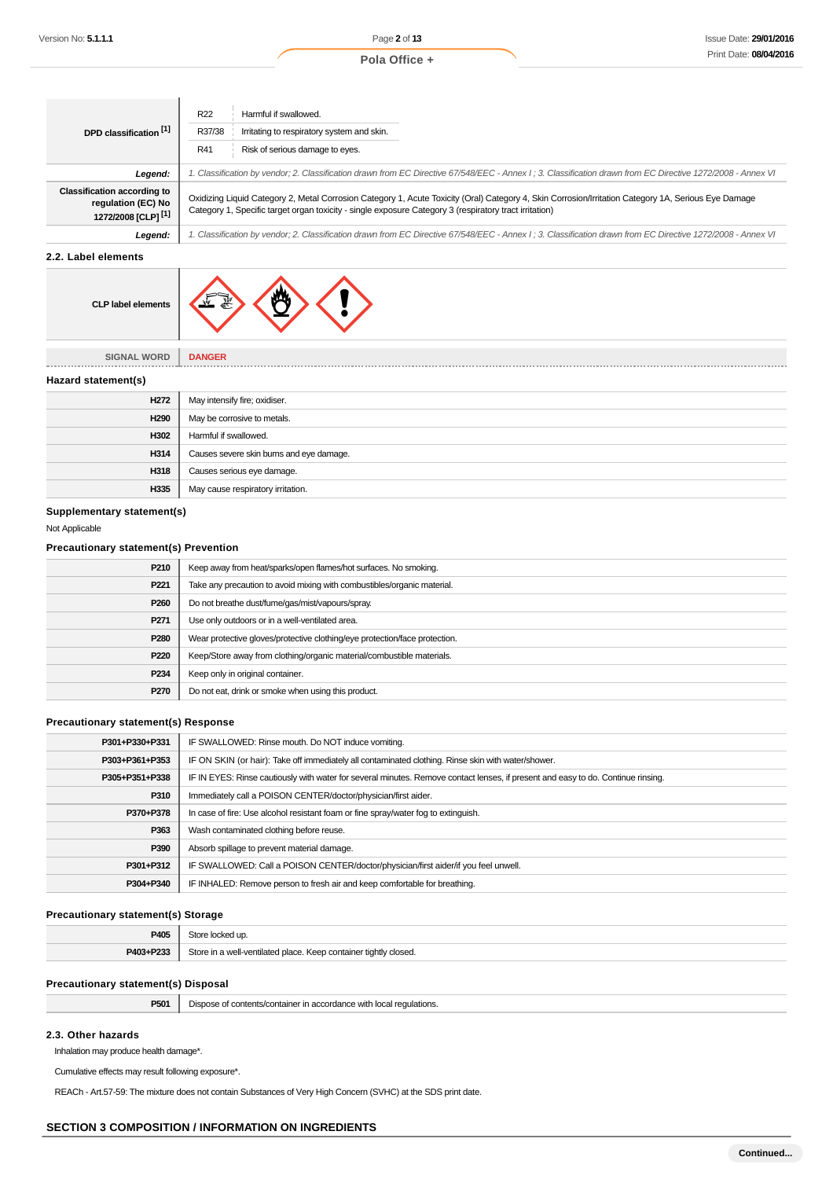| | | |
|---|---|---|
| **DPD classification [1]** | R22 | Harmful if swallowed. |
| | R37/38 | Irritating to respiratory system and skin. |
| | R41 | Risk of serious damage to eyes. |
| ***Legend:*** | *1. Classification by vendor; 2. Classification drawn from EC Directive 67/548/EEC - Annex I ; 3. Classification drawn from EC Directive 1272/2008 - Annex VI* | |

| | |
|---|---|
| **Classification according to regulation (EC) No 1272/2008 [CLP] [1]** | Oxidizing Liquid Category 2, Metal Corrosion Category 1, Acute Toxicity (Oral) Category 4, Skin Corrosion/Irritation Category 1A, Serious Eye Damage Category 1, Specific target organ toxicity - single exposure Category 3 (respiratory tract irritation) |
| ***Legend:*** | *1. Classification by vendor; 2. Classification drawn from EC Directive 67/548/EEC - Annex I ; 3. Classification drawn from EC Directive 1272/2008 - Annex VI* |

## 2.2. Label elements

| | |
|---|---|
| **CLP label elements** | |
| **SIGNAL WORD** | **DANGER** |

### Hazard statement(s)

| | |
|---|---|
| **H272** | May intensify fire; oxidiser. |
| **H290** | May be corrosive to metals. |
| **H302** | Harmful if swallowed. |
| **H314** | Causes severe skin burns and eye damage. |
| **H318** | Causes serious eye damage. |
| **H335** | May cause respiratory irritation. |

### Supplementary statement(s)

Not Applicable

### Precautionary statement(s) Prevention

| | |
|---|---|
| **P210** | Keep away from heat/sparks/open flames/hot surfaces. No smoking. |
| **P221** | Take any precaution to avoid mixing with combustibles/organic material. |
| **P260** | Do not breathe dust/fume/gas/mist/vapours/spray. |
| **P271** | Use only outdoors or in a well-ventilated area. |
| **P280** | Wear protective gloves/protective clothing/eye protection/face protection. |
| **P220** | Keep/Store away from clothing/organic material/combustible materials. |
| **P234** | Keep only in original container. |
| **P270** | Do not eat, drink or smoke when using this product. |

### Precautionary statement(s) Response

| | |
|---|---|
| **P301+P330+P331** | IF SWALLOWED: Rinse mouth. Do NOT induce vomiting. |
| **P303+P361+P353** | IF ON SKIN (or hair): Take off immediately all contaminated clothing. Rinse skin with water/shower. |
| **P305+P351+P338** | IF IN EYES: Rinse cautiously with water for several minutes. Remove contact lenses, if present and easy to do. Continue rinsing. |
| **P310** | Immediately call a POISON CENTER/doctor/physician/first aider. |
| **P370+P378** | In case of fire: Use alcohol resistant foam or fine spray/water fog to extinguish. |
| **P363** | Wash contaminated clothing before reuse. |
| **P390** | Absorb spillage to prevent material damage. |
| **P301+P312** | IF SWALLOWED: Call a POISON CENTER/doctor/physician/first aider/if you feel unwell. |
| **P304+P340** | IF INHALED: Remove person to fresh air and keep comfortable for breathing. |

### Precautionary statement(s) Storage

| | |
|---|---|
| **P405** | Store locked up. |
| **P403+P233** | Store in a well-ventilated place. Keep container tightly closed. |

### Precautionary statement(s) Disposal

| | |
|---|---|
| **P501** | Dispose of contents/container in accordance with local regulations. |

## 2.3. Other hazards

Inhalation may produce health damage*.

Cumulative effects may result following exposure*.

REACh - Art.57-59: The mixture does not contain Substances of Very High Concern (SVHC) at the SDS print date.

# SECTION 3 COMPOSITION / INFORMATION ON INGREDIENTS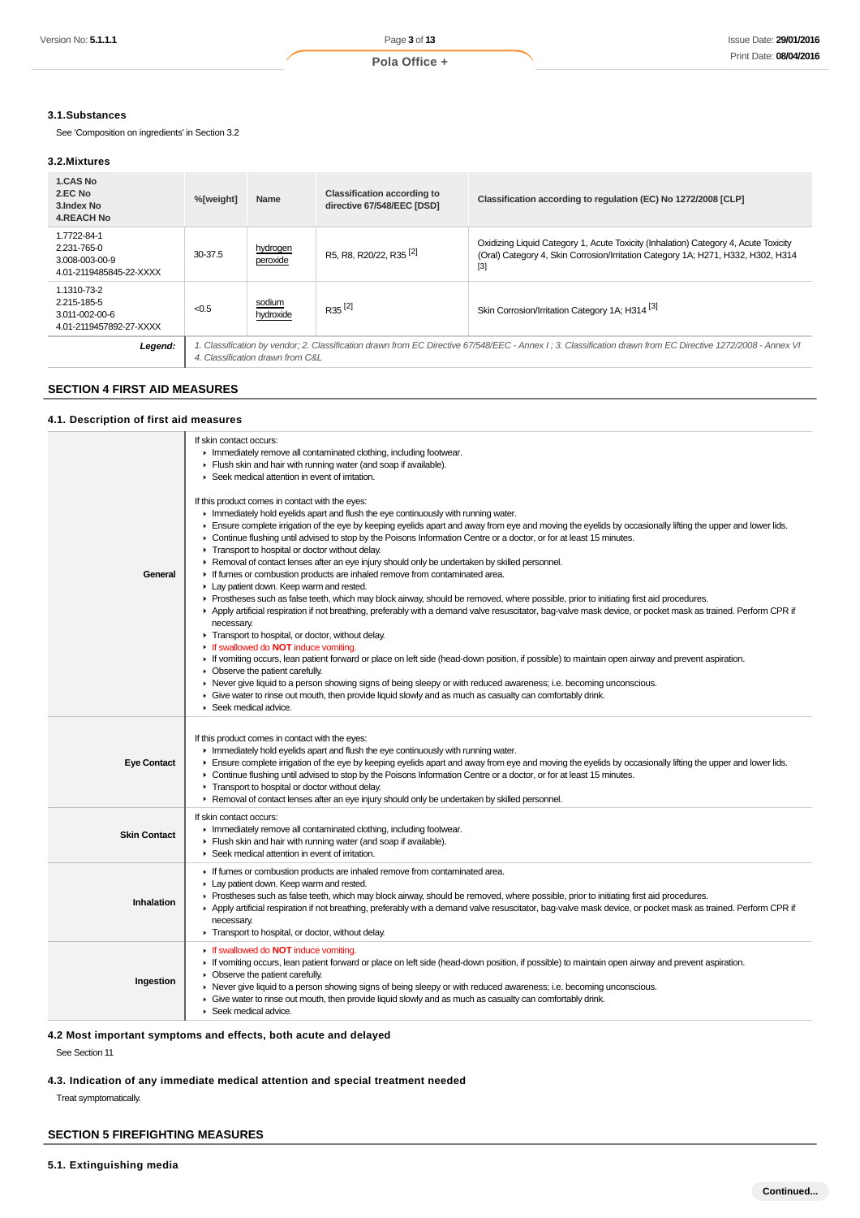### 3.1.Substances

See 'Composition on ingredients' in Section 3.2

### 3.2.Mixtures

| 1.CAS No<br>2.EC No<br>3.Index No<br>4.REACH No | %[weight] | Name | Classification according to directive 67/548/EEC [DSD] | Classification according to regulation (EC) No 1272/2008 [CLP] |
|---|---|---|---|---|
| 1.7722-84-1<br>2.231-765-0<br>3.008-003-00-9<br>4.01-2119485845-22-XXXX | 30-37.5 | hydrogen peroxide | R5, R8, R20/22, R35 [2] | Oxidizing Liquid Category 1, Acute Toxicity (Inhalation) Category 4, Acute Toxicity (Oral) Category 4, Skin Corrosion/Irritation Category 1A; H271, H332, H302, H314 [3] |
| 1.1310-73-2<br>2.215-185-5<br>3.011-002-00-6<br>4.01-2119457892-27-XXXX | <0.5 | sodium hydroxide | R35 [2] | Skin Corrosion/Irritation Category 1A; H314 [3] |
| ***Legend:*** | *1. Classification by vendor; 2. Classification drawn from EC Directive 67/548/EEC - Annex I ; 3. Classification drawn from EC Directive 1272/2008 - Annex VI 4. Classification drawn from C&L* | | | |

## SECTION 4 FIRST AID MEASURES

### 4.1. Description of first aid measures

| | |
|---|---|
| **General** | If skin contact occurs:<br>▸ Immediately remove all contaminated clothing, including footwear.<br>▸ Flush skin and hair with running water (and soap if available).<br>▸ Seek medical attention in event of irritation.<br><br>If this product comes in contact with the eyes:<br>▸ Immediately hold eyelids apart and flush the eye continuously with running water.<br>▸ Ensure complete irrigation of the eye by keeping eyelids apart and away from eye and moving the eyelids by occasionally lifting the upper and lower lids.<br>▸ Continue flushing until advised to stop by the Poisons Information Centre or a doctor, or for at least 15 minutes.<br>▸ Transport to hospital or doctor without delay.<br>▸ Removal of contact lenses after an eye injury should only be undertaken by skilled personnel.<br>▸ If fumes or combustion products are inhaled remove from contaminated area.<br>▸ Lay patient down. Keep warm and rested.<br>▸ Prostheses such as false teeth, which may block airway, should be removed, where possible, prior to initiating first aid procedures.<br>▸ Apply artificial respiration if not breathing, preferably with a demand valve resuscitator, bag-valve mask device, or pocket mask as trained. Perform CPR if necessary.<br>▸ Transport to hospital, or doctor, without delay.<br>▸ If swallowed do **NOT** induce vomiting.<br>▸ If vomiting occurs, lean patient forward or place on left side (head-down position, if possible) to maintain open airway and prevent aspiration.<br>▸ Observe the patient carefully.<br>▸ Never give liquid to a person showing signs of being sleepy or with reduced awareness; i.e. becoming unconscious.<br>▸ Give water to rinse out mouth, then provide liquid slowly and as much as casualty can comfortably drink.<br>▸ Seek medical advice. |
| **Eye Contact** | If this product comes in contact with the eyes:<br>▸ Immediately hold eyelids apart and flush the eye continuously with running water.<br>▸ Ensure complete irrigation of the eye by keeping eyelids apart and away from eye and moving the eyelids by occasionally lifting the upper and lower lids.<br>▸ Continue flushing until advised to stop by the Poisons Information Centre or a doctor, or for at least 15 minutes.<br>▸ Transport to hospital or doctor without delay.<br>▸ Removal of contact lenses after an eye injury should only be undertaken by skilled personnel. |
| **Skin Contact** | If skin contact occurs:<br>▸ Immediately remove all contaminated clothing, including footwear.<br>▸ Flush skin and hair with running water (and soap if available).<br>▸ Seek medical attention in event of irritation. |
| **Inhalation** | ▸ If fumes or combustion products are inhaled remove from contaminated area.<br>▸ Lay patient down. Keep warm and rested.<br>▸ Prostheses such as false teeth, which may block airway, should be removed, where possible, prior to initiating first aid procedures.<br>▸ Apply artificial respiration if not breathing, preferably with a demand valve resuscitator, bag-valve mask device, or pocket mask as trained. Perform CPR if necessary.<br>▸ Transport to hospital, or doctor, without delay. |
| **Ingestion** | ▸ If swallowed do **NOT** induce vomiting.<br>▸ If vomiting occurs, lean patient forward or place on left side (head-down position, if possible) to maintain open airway and prevent aspiration.<br>▸ Observe the patient carefully.<br>▸ Never give liquid to a person showing signs of being sleepy or with reduced awareness; i.e. becoming unconscious.<br>▸ Give water to rinse out mouth, then provide liquid slowly and as much as casualty can comfortably drink.<br>▸ Seek medical advice. |

### 4.2 Most important symptoms and effects, both acute and delayed

See Section 11

### 4.3. Indication of any immediate medical attention and special treatment needed

Treat symptomatically.

## SECTION 5 FIREFIGHTING MEASURES

### 5.1. Extinguishing media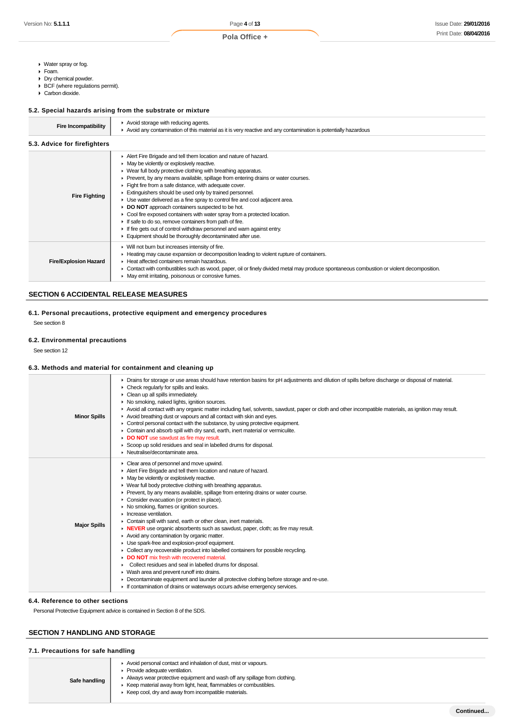- Water spray or fog.
- Foam.
- Dry chemical powder.
- BCF (where regulations permit).
- Carbon dioxide.

### 5.2. Special hazards arising from the substrate or mixture

| | |
|---|---|
| **Fire Incompatibility** | ▸ Avoid storage with reducing agents.<br>▸ Avoid any contamination of this material as it is very reactive and any contamination is potentially hazardous |

### 5.3. Advice for firefighters

| | |
|---|---|
| **Fire Fighting** | ▸ Alert Fire Brigade and tell them location and nature of hazard.<br>▸ May be violently or explosively reactive.<br>▸ Wear full body protective clothing with breathing apparatus.<br>▸ Prevent, by any means available, spillage from entering drains or water courses.<br>▸ Fight fire from a safe distance, with adequate cover.<br>▸ Extinguishers should be used only by trained personnel.<br>▸ Use water delivered as a fine spray to control fire and cool adjacent area.<br>▸ **DO NOT** approach containers suspected to be hot.<br>▸ Cool fire exposed containers with water spray from a protected location.<br>▸ If safe to do so, remove containers from path of fire.<br>▸ If fire gets out of control withdraw personnel and warn against entry.<br>▸ Equipment should be thoroughly decontaminated after use. |
| **Fire/Explosion Hazard** | ▸ Will not burn but increases intensity of fire.<br>▸ Heating may cause expansion or decomposition leading to violent rupture of containers.<br>▸ Heat affected containers remain hazardous.<br>▸ Contact with combustibles such as wood, paper, oil or finely divided metal may produce spontaneous combustion or violent decomposition.<br>▸ May emit irritating, poisonous or corrosive fumes. |

## SECTION 6 ACCIDENTAL RELEASE MEASURES

### 6.1. Personal precautions, protective equipment and emergency procedures

See section 8

### 6.2. Environmental precautions

See section 12

### 6.3. Methods and material for containment and cleaning up

| | |
|---|---|
| **Minor Spills** | ▸ Drains for storage or use areas should have retention basins for pH adjustments and dilution of spills before discharge or disposal of material.<br>▸ Check regularly for spills and leaks.<br>▸ Clean up all spills immediately.<br>▸ No smoking, naked lights, ignition sources.<br>▸ Avoid all contact with any organic matter including fuel, solvents, sawdust, paper or cloth and other incompatible materials, as ignition may result.<br>▸ Avoid breathing dust or vapours and all contact with skin and eyes.<br>▸ Control personal contact with the substance, by using protective equipment.<br>▸ Contain and absorb spill with dry sand, earth, inert material or vermiculite.<br>▸ **DO NOT** use sawdust as fire may result.<br>▸ Scoop up solid residues and seal in labelled drums for disposal.<br>▸ Neutralise/decontaminate area. |
| **Major Spills** | ▸ Clear area of personnel and move upwind.<br>▸ Alert Fire Brigade and tell them location and nature of hazard.<br>▸ May be violently or explosively reactive.<br>▸ Wear full body protective clothing with breathing apparatus.<br>▸ Prevent, by any means available, spillage from entering drains or water course.<br>▸ Consider evacuation (or protect in place).<br>▸ No smoking, flames or ignition sources.<br>▸ Increase ventilation.<br>▸ Contain spill with sand, earth or other clean, inert materials.<br>▸ **NEVER** use organic absorbents such as sawdust, paper, cloth; as fire may result.<br>▸ Avoid any contamination by organic matter.<br>▸ Use spark-free and explosion-proof equipment.<br>▸ Collect any recoverable product into labelled containers for possible recycling.<br>▸ **DO NOT** mix fresh with recovered material.<br>▸ Collect residues and seal in labelled drums for disposal.<br>▸ Wash area and prevent runoff into drains.<br>▸ Decontaminate equipment and launder all protective clothing before storage and re-use.<br>▸ If contamination of drains or waterways occurs advise emergency services. |

### 6.4. Reference to other sections

Personal Protective Equipment advice is contained in Section 8 of the SDS.

## SECTION 7 HANDLING AND STORAGE

### 7.1. Precautions for safe handling

| | |
|---|---|
| **Safe handling** | ▸ Avoid personal contact and inhalation of dust, mist or vapours.<br>▸ Provide adequate ventilation.<br>▸ Always wear protective equipment and wash off any spillage from clothing.<br>▸ Keep material away from light, heat, flammables or combustibles.<br>▸ Keep cool, dry and away from incompatible materials. |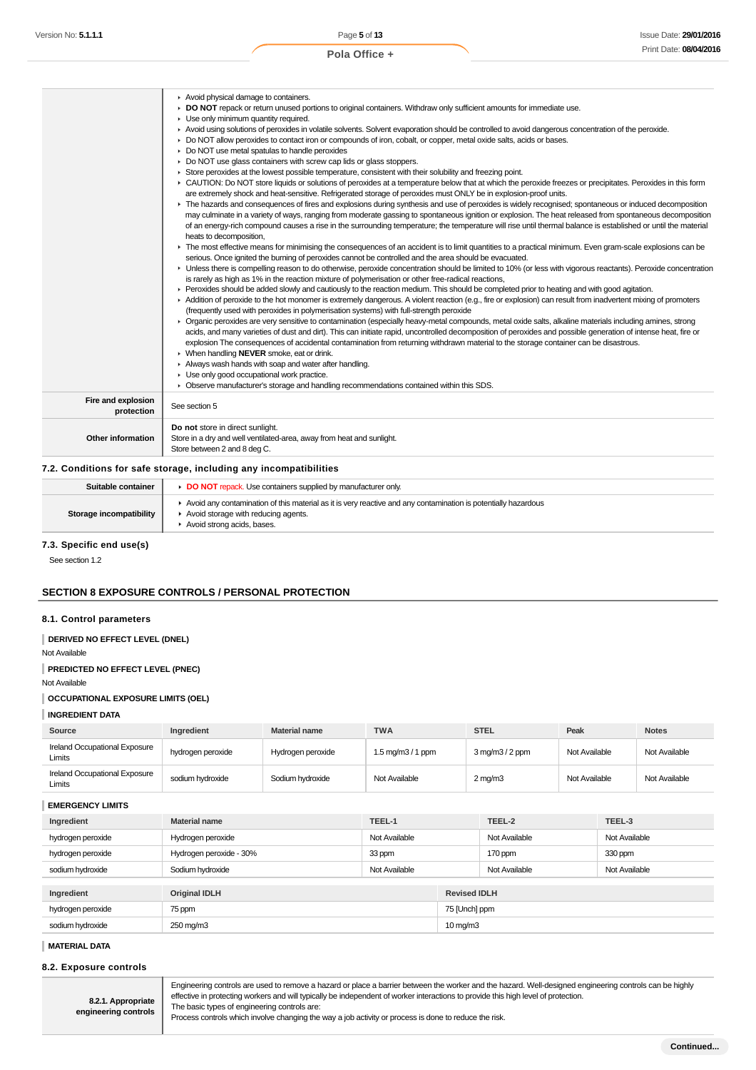| | |
|---|---|
| | ▸ Avoid physical damage to containers.<br>▸ **DO NOT** repack or return unused portions to original containers. Withdraw only sufficient amounts for immediate use.<br>▸ Use only minimum quantity required.<br>▸ Avoid using solutions of peroxides in volatile solvents. Solvent evaporation should be controlled to avoid dangerous concentration of the peroxide.<br>▸ Do NOT allow peroxides to contact iron or compounds of iron, cobalt, or copper, metal oxide salts, acids or bases.<br>▸ Do NOT use metal spatulas to handle peroxides<br>▸ Do NOT use glass containers with screw cap lids or glass stoppers.<br>▸ Store peroxides at the lowest possible temperature, consistent with their solubility and freezing point.<br>▸ CAUTION: Do NOT store liquids or solutions of peroxides at a temperature below that at which the peroxide freezes or precipitates. Peroxides in this form are extremely shock and heat-sensitive. Refrigerated storage of peroxides must ONLY be in explosion-proof units.<br>▸ The hazards and consequences of fires and explosions during synthesis and use of peroxides is widely recognised; spontaneous or induced decomposition may culminate in a variety of ways, ranging from moderate gassing to spontaneous ignition or explosion. The heat released from spontaneous decomposition of an energy-rich compound causes a rise in the surrounding temperature; the temperature will rise until thermal balance is established or until the material heats to decomposition,<br>▸ The most effective means for minimising the consequences of an accident is to limit quantities to a practical minimum. Even gram-scale explosions can be serious. Once ignited the burning of peroxides cannot be controlled and the area should be evacuated.<br>▸ Unless there is compelling reason to do otherwise, peroxide concentration should be limited to 10% (or less with vigorous reactants). Peroxide concentration is rarely as high as 1% in the reaction mixture of polymerisation or other free-radical reactions,<br>▸ Peroxides should be added slowly and cautiously to the reaction medium. This should be completed prior to heating and with good agitation.<br>▸ Addition of peroxide to the hot monomer is extremely dangerous. A violent reaction (e.g., fire or explosion) can result from inadvertent mixing of promoters (frequently used with peroxides in polymerisation systems) with full-strength peroxide<br>▸ Organic peroxides are very sensitive to contamination (especially heavy-metal compounds, metal oxide salts, alkaline materials including amines, strong acids, and many varieties of dust and dirt). This can initiate rapid, uncontrolled decomposition of peroxides and possible generation of intense heat, fire or explosion The consequences of accidental contamination from returning withdrawn material to the storage container can be disastrous.<br>▸ When handling **NEVER** smoke, eat or drink.<br>▸ Always wash hands with soap and water after handling.<br>▸ Use only good occupational work practice.<br>▸ Observe manufacturer's storage and handling recommendations contained within this SDS. |
| **Fire and explosion protection** | See section 5 |
| **Other information** | **Do not** store in direct sunlight.<br>Store in a dry and well ventilated-area, away from heat and sunlight.<br>Store between 2 and 8 deg C. |

### 7.2. Conditions for safe storage, including any incompatibilities

| | |
|---|---|
| **Suitable container** | ▸ **DO NOT** repack. Use containers supplied by manufacturer only. |
| **Storage incompatibility** | ▸ Avoid any contamination of this material as it is very reactive and any contamination is potentially hazardous<br>▸ Avoid storage with reducing agents.<br>▸ Avoid strong acids, bases. |

### 7.3. Specific end use(s)

See section 1.2

## SECTION 8 EXPOSURE CONTROLS / PERSONAL PROTECTION

### 8.1. Control parameters

**DERIVED NO EFFECT LEVEL (DNEL)**

Not Available

**PREDICTED NO EFFECT LEVEL (PNEC)**

Not Available

**OCCUPATIONAL EXPOSURE LIMITS (OEL)**

**INGREDIENT DATA**

| Source | Ingredient | Material name | TWA | STEL | Peak | Notes |
|---|---|---|---|---|---|---|
| Ireland Occupational Exposure Limits | hydrogen peroxide | Hydrogen peroxide | 1.5 mg/m3 / 1 ppm | 3 mg/m3 / 2 ppm | Not Available | Not Available |
| Ireland Occupational Exposure Limits | sodium hydroxide | Sodium hydroxide | Not Available | 2 mg/m3 | Not Available | Not Available |

**EMERGENCY LIMITS**

| Ingredient | Material name | TEEL-1 | TEEL-2 | TEEL-3 |
|---|---|---|---|---|
| hydrogen peroxide | Hydrogen peroxide | Not Available | Not Available | Not Available |
| hydrogen peroxide | Hydrogen peroxide - 30% | 33 ppm | 170 ppm | 330 ppm |
| sodium hydroxide | Sodium hydroxide | Not Available | Not Available | Not Available |

| Ingredient | Original IDLH | Revised IDLH |
|---|---|---|
| hydrogen peroxide | 75 ppm | 75 [Unch] ppm |
| sodium hydroxide | 250 mg/m3 | 10 mg/m3 |

**MATERIAL DATA**

### 8.2. Exposure controls

| | |
|---|---|
| **8.2.1. Appropriate engineering controls** | Engineering controls are used to remove a hazard or place a barrier between the worker and the hazard. Well-designed engineering controls can be highly effective in protecting workers and will typically be independent of worker interactions to provide this high level of protection.<br>The basic types of engineering controls are:<br>Process controls which involve changing the way a job activity or process is done to reduce the risk. |

Continued...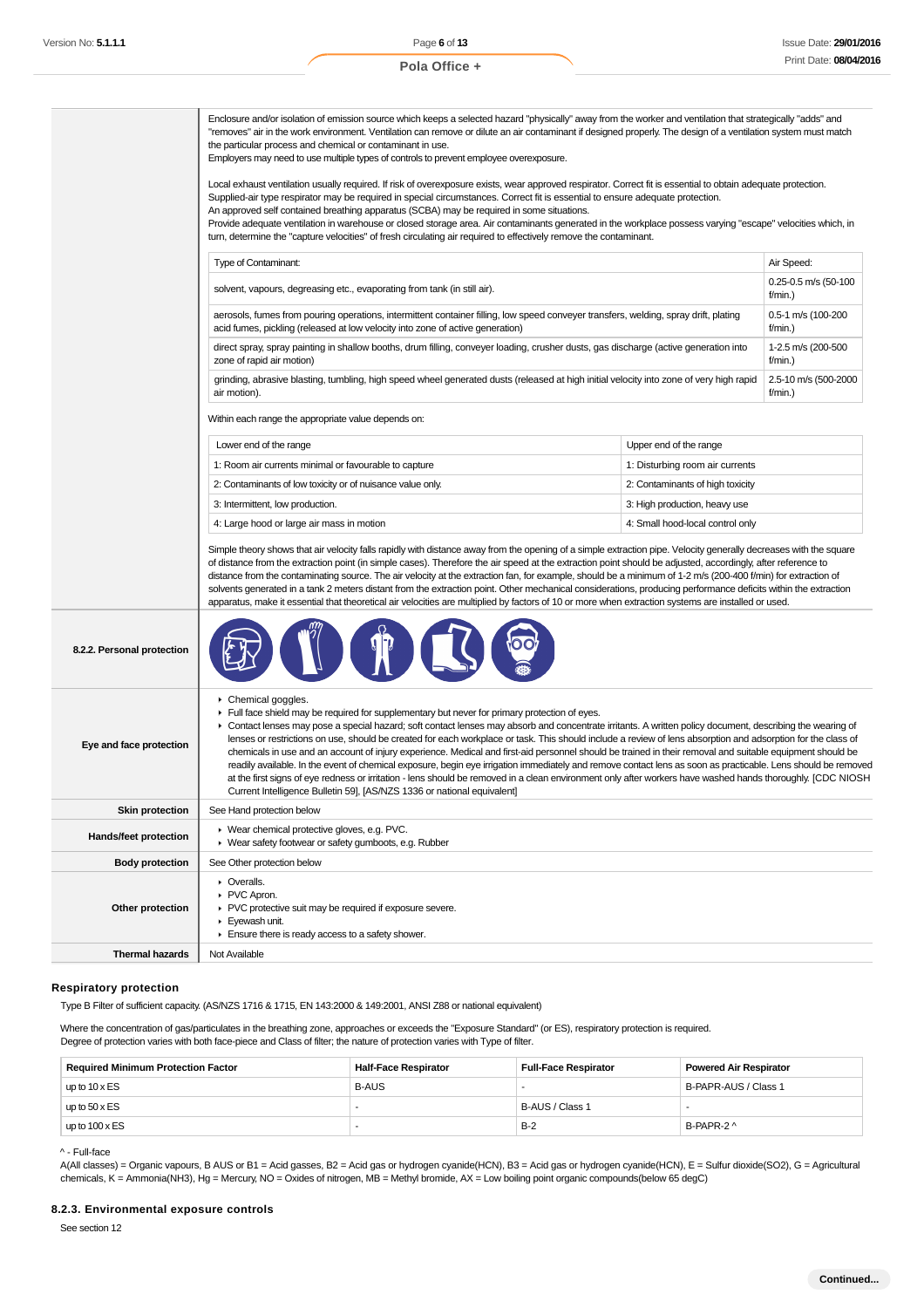Enclosure and/or isolation of emission source which keeps a selected hazard "physically" away from the worker and ventilation that strategically "adds" and "removes" air in the work environment. Ventilation can remove or dilute an air contaminant if designed properly. The design of a ventilation system must match the particular process and chemical or contaminant in use.
Employers may need to use multiple types of controls to prevent employee overexposure.

Local exhaust ventilation usually required. If risk of overexposure exists, wear approved respirator. Correct fit is essential to obtain adequate protection.
Supplied-air type respirator may be required in special circumstances. Correct fit is essential to ensure adequate protection.
An approved self contained breathing apparatus (SCBA) may be required in some situations.
Provide adequate ventilation in warehouse or closed storage area. Air contaminants generated in the workplace possess varying "escape" velocities which, in turn, determine the "capture velocities" of fresh circulating air required to effectively remove the contaminant.

| Type of Contaminant: | Air Speed: |
|---|---|
| solvent, vapours, degreasing etc., evaporating from tank (in still air). | 0.25-0.5 m/s (50-100 f/min.) |
| aerosols, fumes from pouring operations, intermittent container filling, low speed conveyer transfers, welding, spray drift, plating acid fumes, pickling (released at low velocity into zone of active generation) | 0.5-1 m/s (100-200 f/min.) |
| direct spray, spray painting in shallow booths, drum filling, conveyer loading, crusher dusts, gas discharge (active generation into zone of rapid air motion) | 1-2.5 m/s (200-500 f/min.) |
| grinding, abrasive blasting, tumbling, high speed wheel generated dusts (released at high initial velocity into zone of very high rapid air motion). | 2.5-10 m/s (500-2000 f/min.) |

Within each range the appropriate value depends on:

| Lower end of the range | Upper end of the range |
|---|---|
| 1: Room air currents minimal or favourable to capture | 1: Disturbing room air currents |
| 2: Contaminants of low toxicity or of nuisance value only. | 2: Contaminants of high toxicity |
| 3: Intermittent, low production. | 3: High production, heavy use |
| 4: Large hood or large air mass in motion | 4: Small hood-local control only |

Simple theory shows that air velocity falls rapidly with distance away from the opening of a simple extraction pipe. Velocity generally decreases with the square of distance from the extraction point (in simple cases). Therefore the air speed at the extraction point should be adjusted, accordingly, after reference to distance from the contaminating source. The air velocity at the extraction fan, for example, should be a minimum of 1-2 m/s (200-400 f/min) for extraction of solvents generated in a tank 2 meters distant from the extraction point. Other mechanical considerations, producing performance deficits within the extraction apparatus, make it essential that theoretical air velocities are multiplied by factors of 10 or more when extraction systems are installed or used.

| | |
|---|---|
| **8.2.2. Personal protection** | |
| **Eye and face protection** | ▸ Chemical goggles.<br>▸ Full face shield may be required for supplementary but never for primary protection of eyes.<br>▸ Contact lenses may pose a special hazard; soft contact lenses may absorb and concentrate irritants. A written policy document, describing the wearing of lenses or restrictions on use, should be created for each workplace or task. This should include a review of lens absorption and adsorption for the class of chemicals in use and an account of injury experience. Medical and first-aid personnel should be trained in their removal and suitable equipment should be readily available. In the event of chemical exposure, begin eye irrigation immediately and remove contact lens as soon as practicable. Lens should be removed at the first signs of eye redness or irritation - lens should be removed in a clean environment only after workers have washed hands thoroughly. [CDC NIOSH Current Intelligence Bulletin 59], [AS/NZS 1336 or national equivalent] |
| **Skin protection** | See Hand protection below |
| **Hands/feet protection** | ▸ Wear chemical protective gloves, e.g. PVC.<br>▸ Wear safety footwear or safety gumboots, e.g. Rubber |
| **Body protection** | See Other protection below |
| **Other protection** | ▸ Overalls.<br>▸ PVC Apron.<br>▸ PVC protective suit may be required if exposure severe.<br>▸ Eyewash unit.<br>▸ Ensure there is ready access to a safety shower. |
| **Thermal hazards** | Not Available |

### Respiratory protection

Type B Filter of sufficient capacity. (AS/NZS 1716 & 1715, EN 143:2000 & 149:2001, ANSI Z88 or national equivalent)

Where the concentration of gas/particulates in the breathing zone, approaches or exceeds the "Exposure Standard" (or ES), respiratory protection is required.
Degree of protection varies with both face-piece and Class of filter; the nature of protection varies with Type of filter.

| Required Minimum Protection Factor | Half-Face Respirator | Full-Face Respirator | Powered Air Respirator |
|---|---|---|---|
| up to 10 x ES | B-AUS | - | B-PAPR-AUS / Class 1 |
| up to 50 x ES | - | B-AUS / Class 1 | - |
| up to 100 x ES | - | B-2 | B-PAPR-2 ^ |

^ - Full-face

A(All classes) = Organic vapours, B AUS or B1 = Acid gasses, B2 = Acid gas or hydrogen cyanide(HCN), B3 = Acid gas or hydrogen cyanide(HCN), E = Sulfur dioxide(SO2), G = Agricultural chemicals, K = Ammonia(NH3), Hg = Mercury, NO = Oxides of nitrogen, MB = Methyl bromide, AX = Low boiling point organic compounds(below 65 degC)

### 8.2.3. Environmental exposure controls

See section 12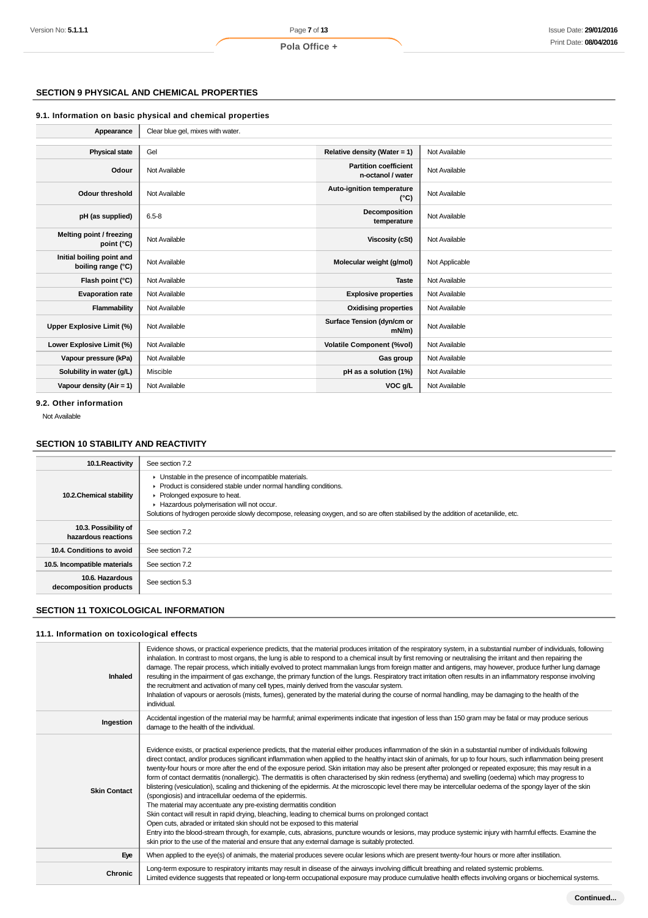## SECTION 9 PHYSICAL AND CHEMICAL PROPERTIES

### 9.1. Information on basic physical and chemical properties

| | |
|---|---|
| **Appearance** | Clear blue gel, mixes with water. |

| | | | |
|---|---|---|---|
| **Physical state** | Gel | **Relative density (Water = 1)** | Not Available |
| **Odour** | Not Available | **Partition coefficient n-octanol / water** | Not Available |
| **Odour threshold** | Not Available | **Auto-ignition temperature (°C)** | Not Available |
| **pH (as supplied)** | 6.5-8 | **Decomposition temperature** | Not Available |
| **Melting point / freezing point (°C)** | Not Available | **Viscosity (cSt)** | Not Available |
| **Initial boiling point and boiling range (°C)** | Not Available | **Molecular weight (g/mol)** | Not Applicable |
| **Flash point (°C)** | Not Available | **Taste** | Not Available |
| **Evaporation rate** | Not Available | **Explosive properties** | Not Available |
| **Flammability** | Not Available | **Oxidising properties** | Not Available |
| **Upper Explosive Limit (%)** | Not Available | **Surface Tension (dyn/cm or mN/m)** | Not Available |
| **Lower Explosive Limit (%)** | Not Available | **Volatile Component (%vol)** | Not Available |
| **Vapour pressure (kPa)** | Not Available | **Gas group** | Not Available |
| **Solubility in water (g/L)** | Miscible | **pH as a solution (1%)** | Not Available |
| **Vapour density (Air = 1)** | Not Available | **VOC g/L** | Not Available |

### 9.2. Other information

Not Available

## SECTION 10 STABILITY AND REACTIVITY

| | |
|---|---|
| **10.1.Reactivity** | See section 7.2 |
| **10.2.Chemical stability** | ▸ Unstable in the presence of incompatible materials.<br>▸ Product is considered stable under normal handling conditions.<br>▸ Prolonged exposure to heat.<br>▸ Hazardous polymerisation will not occur.<br>Solutions of hydrogen peroxide slowly decompose, releasing oxygen, and so are often stabilised by the addition of acetanilide, etc. |
| **10.3. Possibility of hazardous reactions** | See section 7.2 |
| **10.4. Conditions to avoid** | See section 7.2 |
| **10.5. Incompatible materials** | See section 7.2 |
| **10.6. Hazardous decomposition products** | See section 5.3 |

## SECTION 11 TOXICOLOGICAL INFORMATION

### 11.1. Information on toxicological effects

| | |
|---|---|
| **Inhaled** | Evidence shows, or practical experience predicts, that the material produces irritation of the respiratory system, in a substantial number of individuals, following inhalation. In contrast to most organs, the lung is able to respond to a chemical insult by first removing or neutralising the irritant and then repairing the damage. The repair process, which initially evolved to protect mammalian lungs from foreign matter and antigens, may however, produce further lung damage resulting in the impairment of gas exchange, the primary function of the lungs. Respiratory tract irritation often results in an inflammatory response involving the recruitment and activation of many cell types, mainly derived from the vascular system.<br>Inhalation of vapours or aerosols (mists, fumes), generated by the material during the course of normal handling, may be damaging to the health of the individual. |
| **Ingestion** | Accidental ingestion of the material may be harmful; animal experiments indicate that ingestion of less than 150 gram may be fatal or may produce serious damage to the health of the individual. |
| **Skin Contact** | Evidence exists, or practical experience predicts, that the material either produces inflammation of the skin in a substantial number of individuals following direct contact, and/or produces significant inflammation when applied to the healthy intact skin of animals, for up to four hours, such inflammation being present twenty-four hours or more after the end of the exposure period. Skin irritation may also be present after prolonged or repeated exposure; this may result in a form of contact dermatitis (nonallergic). The dermatitis is often characterised by skin redness (erythema) and swelling (oedema) which may progress to blistering (vesiculation), scaling and thickening of the epidermis. At the microscopic level there may be intercellular oedema of the spongy layer of the skin (spongiosis) and intracellular oedema of the epidermis.<br>The material may accentuate any pre-existing dermatitis condition<br>Skin contact will result in rapid drying, bleaching, leading to chemical burns on prolonged contact<br>Open cuts, abraded or irritated skin should not be exposed to this material<br>Entry into the blood-stream through, for example, cuts, abrasions, puncture wounds or lesions, may produce systemic injury with harmful effects. Examine the skin prior to the use of the material and ensure that any external damage is suitably protected. |
| **Eye** | When applied to the eye(s) of animals, the material produces severe ocular lesions which are present twenty-four hours or more after instillation. |
| **Chronic** | Long-term exposure to respiratory irritants may result in disease of the airways involving difficult breathing and related systemic problems.<br>Limited evidence suggests that repeated or long-term occupational exposure may produce cumulative health effects involving organs or biochemical systems. |

Continued...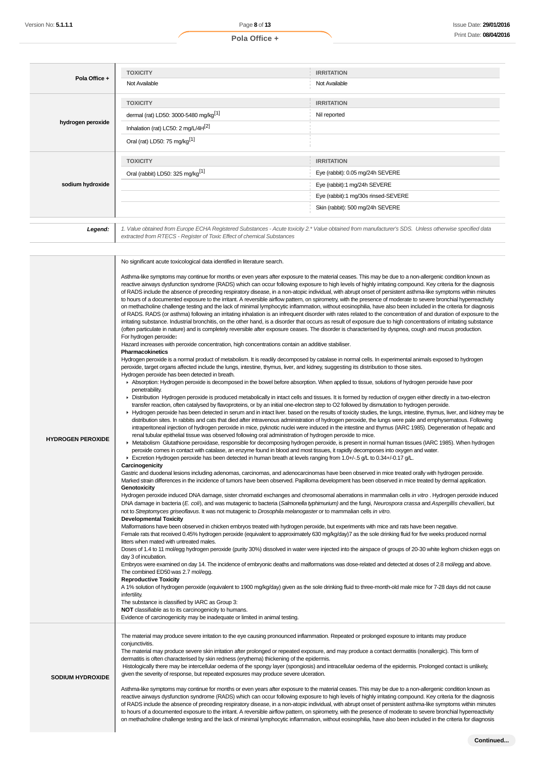| | TOXICITY | IRRITATION |
|---|---|---|
| **Pola Office +** | Not Available | Not Available |

| | TOXICITY | IRRITATION |
|---|---|---|
| **hydrogen peroxide** | dermal (rat) LD50: 3000-5480 mg/kg[1] | Nil reported |
| | Inhalation (rat) LC50: 2 mg/L/4H[2] | |
| | Oral (rat) LD50: 75 mg/kg[1] | |

| | TOXICITY | IRRITATION |
|---|---|---|
| **sodium hydroxide** | Oral (rabbit) LD50: 325 mg/kg[1] | Eye (rabbit): 0.05 mg/24h SEVERE |
| | | Eye (rabbit):1 mg/24h SEVERE |
| | | Eye (rabbit):1 mg/30s rinsed-SEVERE |
| | | Skin (rabbit): 500 mg/24h SEVERE |

**Legend:** *1. Value obtained from Europe ECHA Registered Substances - Acute toxicity 2.* Value obtained from manufacturer's SDS. Unless otherwise specified data extracted from RTECS - Register of Toxic Effect of chemical Substances*

**HYDROGEN PEROXIDE**

No significant acute toxicological data identified in literature search.

Asthma-like symptoms may continue for months or even years after exposure to the material ceases. This may be due to a non-allergenic condition known as reactive airways dysfunction syndrome (RADS) which can occur following exposure to high levels of highly irritating compound. Key criteria for the diagnosis of RADS include the absence of preceding respiratory disease, in a non-atopic individual, with abrupt onset of persistent asthma-like symptoms within minutes to hours of a documented exposure to the irritant. A reversible airflow pattern, on spirometry, with the presence of moderate to severe bronchial hyperreactivity on methacholine challenge testing and the lack of minimal lymphocytic inflammation, without eosinophilia, have also been included in the criteria for diagnosis of RADS. RADS (or asthma) following an irritating inhalation is an infrequent disorder with rates related to the concentration of and duration of exposure to the irritating substance. Industrial bronchitis, on the other hand, is a disorder that occurs as result of exposure due to high concentrations of irritating substance (often particulate in nature) and is completely reversible after exposure ceases. The disorder is characterised by dyspnea, cough and mucus production.

For hydrogen peroxide**:**

Hazard increases with peroxide concentration, high concentrations contain an additive stabiliser.

**Pharmacokinetics**

Hydrogen peroxide is a normal product of metabolism. It is readily decomposed by catalase in normal cells. In experimental animals exposed to hydrogen peroxide, target organs affected include the lungs, intestine, thymus, liver, and kidney, suggesting its distribution to those sites.

Hydrogen peroxide has been detected in breath.

- Absorption: Hydrogen peroxide is decomposed in the bowel before absorption. When applied to tissue, solutions of hydrogen peroxide have poor penetrability.
- Distribution Hydrogen peroxide is produced metabolically in intact cells and tissues. It is formed by reduction of oxygen either directly in a two-electron transfer reaction, often catalysed by flavoproteins, or by an initial one-electron step to O2 followed by dismutation to hydrogen peroxide.
- Hydrogen peroxide has been detected in serum and in intact liver. based on the results of toxicity studies, the lungs, intestine, thymus, liver, and kidney may be distribution sites. In rabbits and cats that died after intravenous administration of hydrogen peroxide, the lungs were pale and emphysematous. Following intraperitoneal injection of hydrogen peroxide in mice, pyknotic nuclei were induced in the intestine and thymus (IARC 1985). Degeneration of hepatic and renal tubular epithelial tissue was observed following oral administration of hydrogen peroxide to mice.
- Metabolism Glutathione peroxidase, responsible for decomposing hydrogen peroxide, is present in normal human tissues (IARC 1985). When hydrogen peroxide comes in contact with catalase, an enzyme found in blood and most tissues, it rapidly decomposes into oxygen and water.
- Excretion Hydrogen peroxide has been detected in human breath at levels ranging from 1.0+/-.5 g/L to 0.34+/-0.17 g/L.

**Carcinogenicity**

Gastric and duodenal lesions including adenomas, carcinomas, and adenocarcinomas have been observed in mice treated orally with hydrogen peroxide. Marked strain differences in the incidence of tumors have been observed. Papilloma development has been observed in mice treated by dermal application.

**Genotoxicity**

Hydrogen peroxide induced DNA damage, sister chromatid exchanges and chromosomal aberrations in mammalian cells *in vitro* . Hydrogen peroxide induced DNA damage in bacteria (*E. coli*), and was mutagenic to bacteria (*Salmonella typhimurium)* and the fungi, *Neurospora crassa* and *Aspergillis chevallieri*, but not to *Streptomyces griseoflavus*. It was not mutagenic to *Drosophila melanogaster* or to mammalian cells *in vitro.*

**Developmental Toxicity**

Malformations have been observed in chicken embryos treated with hydrogen peroxide, but experiments with mice and rats have been negative.

Female rats that received 0.45% hydrogen peroxide (equivalent to approximately 630 mg/kg/day)7 as the sole drinking fluid for five weeks produced normal litters when mated with untreated males.

Doses of 1.4 to 11 mol/egg hydrogen peroxide (purity 30%) dissolved in water were injected into the airspace of groups of 20-30 white leghorn chicken eggs on day 3 of incubation.

Embryos were examined on day 14. The incidence of embryonic deaths and malformations was dose-related and detected at doses of 2.8 mol/egg and above. The combined ED50 was 2.7 mol/egg.

**Reproductive Toxicity**

A 1% solution of hydrogen peroxide (equivalent to 1900 mg/kg/day) given as the sole drinking fluid to three-month-old male mice for 7-28 days did not cause infertility.

The substance is classified by IARC as Group 3:

**NOT** classifiable as to its carcinogenicity to humans.

Evidence of carcinogenicity may be inadequate or limited in animal testing.

**SODIUM HYDROXIDE**

The material may produce severe irritation to the eye causing pronounced inflammation. Repeated or prolonged exposure to irritants may produce conjunctivitis.

The material may produce severe skin irritation after prolonged or repeated exposure, and may produce a contact dermatitis (nonallergic). This form of dermatitis is often characterised by skin redness (erythema) thickening of the epidermis.

Histologically there may be intercellular oedema of the spongy layer (spongiosis) and intracellular oedema of the epidermis. Prolonged contact is unlikely, given the severity of response, but repeated exposures may produce severe ulceration.

Asthma-like symptoms may continue for months or even years after exposure to the material ceases. This may be due to a non-allergenic condition known as reactive airways dysfunction syndrome (RADS) which can occur following exposure to high levels of highly irritating compound. Key criteria for the diagnosis of RADS include the absence of preceding respiratory disease, in a non-atopic individual, with abrupt onset of persistent asthma-like symptoms within minutes to hours of a documented exposure to the irritant. A reversible airflow pattern, on spirometry, with the presence of moderate to severe bronchial hyperreactivity on methacholine challenge testing and the lack of minimal lymphocytic inflammation, without eosinophilia, have also been included in the criteria for diagnosis

**Continued...**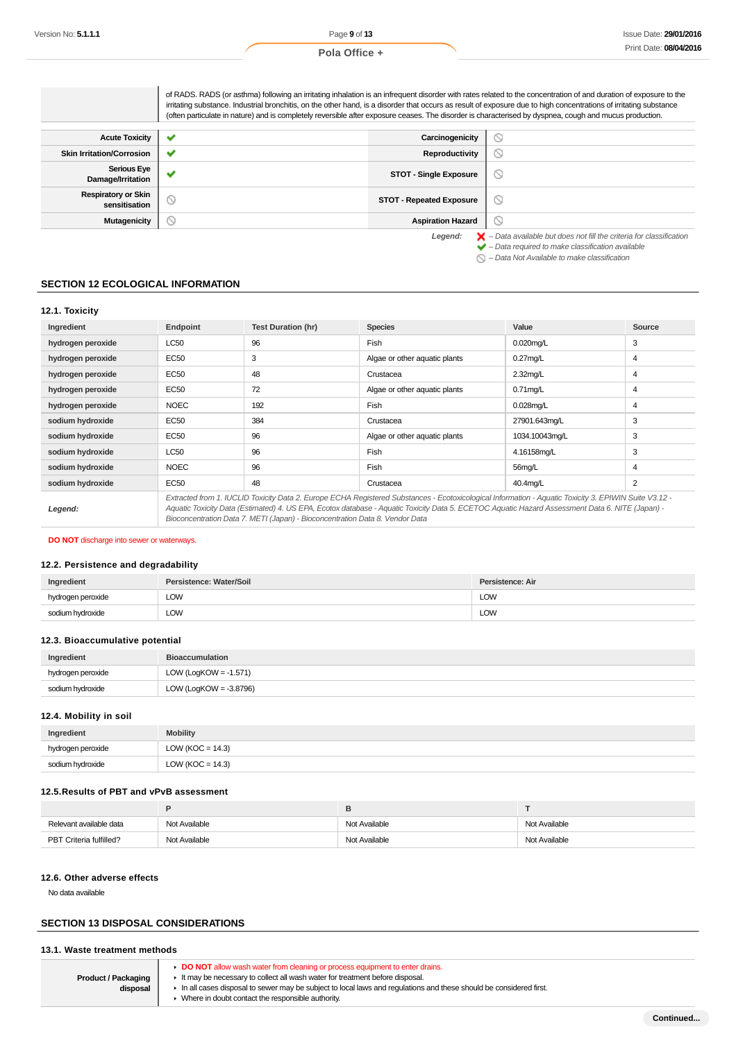| | |
|---|---|
| | of RADS. RADS (or asthma) following an irritating inhalation is an infrequent disorder with rates related to the concentration of and duration of exposure to the irritating substance. Industrial bronchitis, on the other hand, is a disorder that occurs as result of exposure due to high concentrations of irritating substance (often particulate in nature) and is completely reversible after exposure ceases. The disorder is characterised by dyspnea, cough and mucus production. |

| | | | |
|---|---|---|---|
| **Acute Toxicity** | ✔ | **Carcinogenicity** | ⃠ |
| **Skin Irritation/Corrosion** | ✔ | **Reproductivity** | ⃠ |
| **Serious Eye Damage/Irritation** | ✔ | **STOT - Single Exposure** | ⃠ |
| **Respiratory or Skin sensitisation** | ⃠ | **STOT - Repeated Exposure** | ⃠ |
| **Mutagenicity** | ⃠ | **Aspiration Hazard** | ⃠ |

*Legend:*
✘ – *Data available but does not fill the criteria for classification*
✔ – *Data required to make classification available*
⃠ – *Data Not Available to make classification*

## SECTION 12 ECOLOGICAL INFORMATION

### 12.1. Toxicity

| Ingredient | Endpoint | Test Duration (hr) | Species | Value | Source |
|---|---|---|---|---|---|
| **hydrogen peroxide** | LC50 | 96 | Fish | 0.020mg/L | 3 |
| **hydrogen peroxide** | EC50 | 3 | Algae or other aquatic plants | 0.27mg/L | 4 |
| **hydrogen peroxide** | EC50 | 48 | Crustacea | 2.32mg/L | 4 |
| **hydrogen peroxide** | EC50 | 72 | Algae or other aquatic plants | 0.71mg/L | 4 |
| **hydrogen peroxide** | NOEC | 192 | Fish | 0.028mg/L | 4 |
| **sodium hydroxide** | EC50 | 384 | Crustacea | 27901.643mg/L | 3 |
| **sodium hydroxide** | EC50 | 96 | Algae or other aquatic plants | 1034.10043mg/L | 3 |
| **sodium hydroxide** | LC50 | 96 | Fish | 4.16158mg/L | 3 |
| **sodium hydroxide** | NOEC | 96 | Fish | 56mg/L | 4 |
| **sodium hydroxide** | EC50 | 48 | Crustacea | 40.4mg/L | 2 |
| ***Legend:*** | *Extracted from 1. IUCLID Toxicity Data 2. Europe ECHA Registered Substances - Ecotoxicological Information - Aquatic Toxicity 3. EPIWIN Suite V3.12 - Aquatic Toxicity Data (Estimated) 4. US EPA, Ecotox database - Aquatic Toxicity Data 5. ECETOC Aquatic Hazard Assessment Data 6. NITE (Japan) - Bioconcentration Data 7. METI (Japan) - Bioconcentration Data 8. Vendor Data* | | | | |

**DO NOT** discharge into sewer or waterways.

### 12.2. Persistence and degradability

| Ingredient | Persistence: Water/Soil | Persistence: Air |
|---|---|---|
| hydrogen peroxide | LOW | LOW |
| sodium hydroxide | LOW | LOW |

### 12.3. Bioaccumulative potential

| Ingredient | Bioaccumulation |
|---|---|
| hydrogen peroxide | LOW (LogKOW = -1.571) |
| sodium hydroxide | LOW (LogKOW = -3.8796) |

### 12.4. Mobility in soil

| Ingredient | Mobility |
|---|---|
| hydrogen peroxide | LOW (KOC = 14.3) |
| sodium hydroxide | LOW (KOC = 14.3) |

### 12.5.Results of PBT and vPvB assessment

| | P | B | T |
|---|---|---|---|
| Relevant available data | Not Available | Not Available | Not Available |
| PBT Criteria fulfilled? | Not Available | Not Available | Not Available |

### 12.6. Other adverse effects

No data available

## SECTION 13 DISPOSAL CONSIDERATIONS

### 13.1. Waste treatment methods

| | |
|---|---|
| **Product / Packaging disposal** | ▸ **DO NOT** allow wash water from cleaning or process equipment to enter drains.<br>▸ It may be necessary to collect all wash water for treatment before disposal.<br>▸ In all cases disposal to sewer may be subject to local laws and regulations and these should be considered first.<br>▸ Where in doubt contact the responsible authority. |

**Continued...**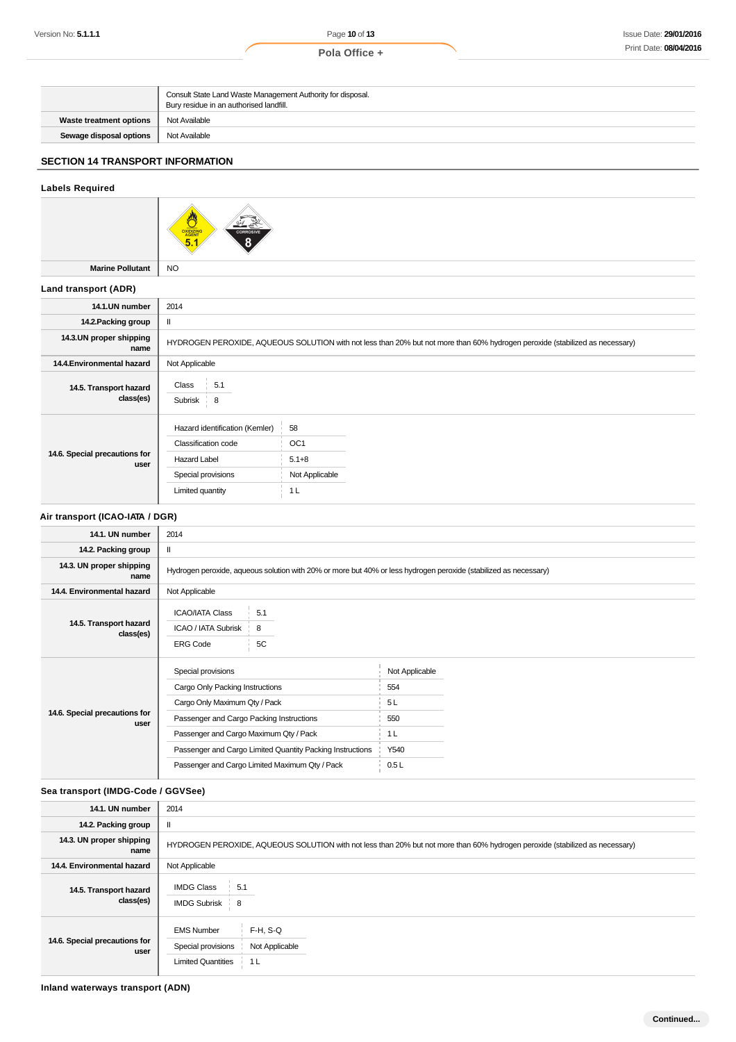| | |
|---|---|
| | Consult State Land Waste Management Authority for disposal.<br>Bury residue in an authorised landfill. |
| **Waste treatment options** | Not Available |
| **Sewage disposal options** | Not Available |

## SECTION 14 TRANSPORT INFORMATION

### Labels Required

| | |
|---|---|
| | OXIDIZING AGENT 5.1 / CORROSIVE 8 |
| **Marine Pollutant** | NO |

### Land transport (ADR)

| | |
|---|---|
| **14.1.UN number** | 2014 |
| **14.2.Packing group** | II |
| **14.3.UN proper shipping name** | HYDROGEN PEROXIDE, AQUEOUS SOLUTION with not less than 20% but not more than 60% hydrogen peroxide (stabilized as necessary) |
| **14.4.Environmental hazard** | Not Applicable |
| **14.5. Transport hazard class(es)** | Class: 5.1<br>Subrisk: 8 |
| **14.6. Special precautions for user** | Hazard identification (Kemler): 58<br>Classification code: OC1<br>Hazard Label: 5.1+8<br>Special provisions: Not Applicable<br>Limited quantity: 1 L |

### Air transport (ICAO-IATA / DGR)

| | |
|---|---|
| **14.1. UN number** | 2014 |
| **14.2. Packing group** | II |
| **14.3. UN proper shipping name** | Hydrogen peroxide, aqueous solution with 20% or more but 40% or less hydrogen peroxide (stabilized as necessary) |
| **14.4. Environmental hazard** | Not Applicable |
| **14.5. Transport hazard class(es)** | ICAO/IATA Class: 5.1<br>ICAO / IATA Subrisk: 8<br>ERG Code: 5C |
| **14.6. Special precautions for user** | Special provisions: Not Applicable<br>Cargo Only Packing Instructions: 554<br>Cargo Only Maximum Qty / Pack: 5 L<br>Passenger and Cargo Packing Instructions: 550<br>Passenger and Cargo Maximum Qty / Pack: 1 L<br>Passenger and Cargo Limited Quantity Packing Instructions: Y540<br>Passenger and Cargo Limited Maximum Qty / Pack: 0.5 L |

### Sea transport (IMDG-Code / GGVSee)

| | |
|---|---|
| **14.1. UN number** | 2014 |
| **14.2. Packing group** | II |
| **14.3. UN proper shipping name** | HYDROGEN PEROXIDE, AQUEOUS SOLUTION with not less than 20% but not more than 60% hydrogen peroxide (stabilized as necessary) |
| **14.4. Environmental hazard** | Not Applicable |
| **14.5. Transport hazard class(es)** | IMDG Class: 5.1<br>IMDG Subrisk: 8 |
| **14.6. Special precautions for user** | EMS Number: F-H, S-Q<br>Special provisions: Not Applicable<br>Limited Quantities: 1 L |

### Inland waterways transport (ADN)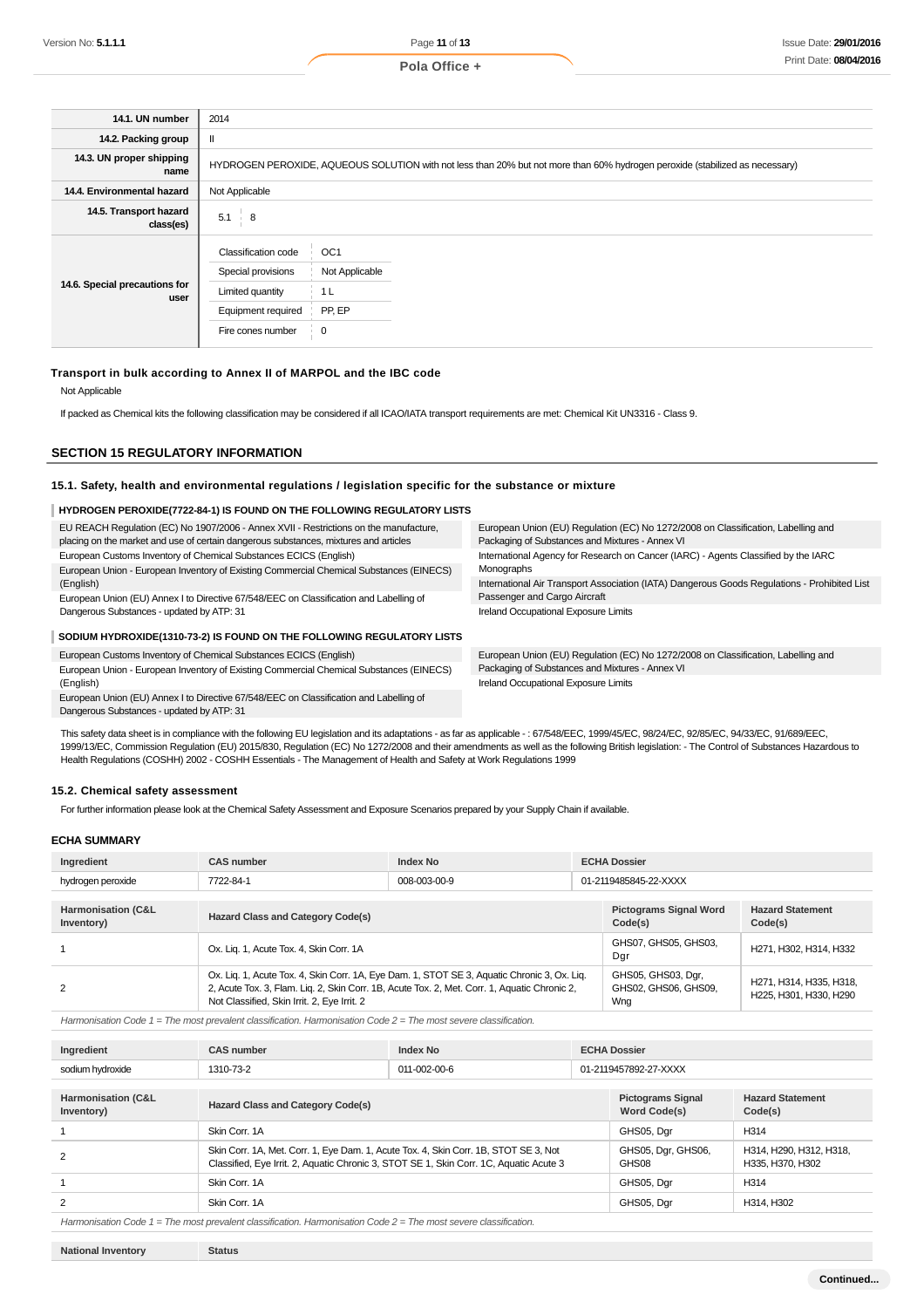| | |
|---|---|
| **14.1. UN number** | 2014 |
| **14.2. Packing group** | II |
| **14.3. UN proper shipping name** | HYDROGEN PEROXIDE, AQUEOUS SOLUTION with not less than 20% but not more than 60% hydrogen peroxide (stabilized as necessary) |
| **14.4. Environmental hazard** | Not Applicable |
| **14.5. Transport hazard class(es)** | 5.1 / 8 |
| **14.6. Special precautions for user** | Classification code: OC1; Special provisions: Not Applicable; Limited quantity: 1 L; Equipment required: PP, EP; Fire cones number: 0 |

### Transport in bulk according to Annex II of MARPOL and the IBC code

Not Applicable

If packed as Chemical kits the following classification may be considered if all ICAO/IATA transport requirements are met: Chemical Kit UN3316 - Class 9.

## SECTION 15 REGULATORY INFORMATION

### 15.1. Safety, health and environmental regulations / legislation specific for the substance or mixture

**HYDROGEN PEROXIDE(7722-84-1) IS FOUND ON THE FOLLOWING REGULATORY LISTS**

- EU REACH Regulation (EC) No 1907/2006 - Annex XVII - Restrictions on the manufacture, placing on the market and use of certain dangerous substances, mixtures and articles
- European Customs Inventory of Chemical Substances ECICS (English)
- European Union - European Inventory of Existing Commercial Chemical Substances (EINECS) (English)
- European Union (EU) Annex I to Directive 67/548/EEC on Classification and Labelling of Dangerous Substances - updated by ATP: 31
- European Union (EU) Regulation (EC) No 1272/2008 on Classification, Labelling and Packaging of Substances and Mixtures - Annex VI
- International Agency for Research on Cancer (IARC) - Agents Classified by the IARC Monographs
- International Air Transport Association (IATA) Dangerous Goods Regulations - Prohibited List Passenger and Cargo Aircraft
- Ireland Occupational Exposure Limits

**SODIUM HYDROXIDE(1310-73-2) IS FOUND ON THE FOLLOWING REGULATORY LISTS**

- European Customs Inventory of Chemical Substances ECICS (English)
- European Union - European Inventory of Existing Commercial Chemical Substances (EINECS) (English)
- European Union (EU) Annex I to Directive 67/548/EEC on Classification and Labelling of Dangerous Substances - updated by ATP: 31
- European Union (EU) Regulation (EC) No 1272/2008 on Classification, Labelling and Packaging of Substances and Mixtures - Annex VI
- Ireland Occupational Exposure Limits

This safety data sheet is in compliance with the following EU legislation and its adaptations - as far as applicable - : 67/548/EEC, 1999/45/EC, 98/24/EC, 92/85/EC, 94/33/EC, 91/689/EEC, 1999/13/EC, Commission Regulation (EU) 2015/830, Regulation (EC) No 1272/2008 and their amendments as well as the following British legislation: - The Control of Substances Hazardous to Health Regulations (COSHH) 2002 - COSHH Essentials - The Management of Health and Safety at Work Regulations 1999

### 15.2. Chemical safety assessment

For further information please look at the Chemical Safety Assessment and Exposure Scenarios prepared by your Supply Chain if available.

### ECHA SUMMARY

| Ingredient | CAS number | Index No | ECHA Dossier |
|---|---|---|---|
| hydrogen peroxide | 7722-84-1 | 008-003-00-9 | 01-2119485845-22-XXXX |

| Harmonisation (C&L Inventory) | Hazard Class and Category Code(s) | Pictograms Signal Word Code(s) | Hazard Statement Code(s) |
|---|---|---|---|
| 1 | Ox. Liq. 1, Acute Tox. 4, Skin Corr. 1A | GHS07, GHS05, GHS03, Dgr | H271, H302, H314, H332 |
| 2 | Ox. Liq. 1, Acute Tox. 4, Skin Corr. 1A, Eye Dam. 1, STOT SE 3, Aquatic Chronic 3, Ox. Liq. 2, Acute Tox. 3, Flam. Liq. 2, Skin Corr. 1B, Acute Tox. 2, Met. Corr. 1, Aquatic Chronic 2, Not Classified, Skin Irrit. 2, Eye Irrit. 2 | GHS05, GHS03, Dgr, GHS02, GHS06, GHS09, Wng | H271, H314, H335, H318, H225, H301, H330, H290 |

*Harmonisation Code 1 = The most prevalent classification. Harmonisation Code 2 = The most severe classification.*

| Ingredient | CAS number | Index No | ECHA Dossier |
|---|---|---|---|
| sodium hydroxide | 1310-73-2 | 011-002-00-6 | 01-2119457892-27-XXXX |

| Harmonisation (C&L Inventory) | Hazard Class and Category Code(s) | Pictograms Signal Word Code(s) | Hazard Statement Code(s) |
|---|---|---|---|
| 1 | Skin Corr. 1A | GHS05, Dgr | H314 |
| 2 | Skin Corr. 1A, Met. Corr. 1, Eye Dam. 1, Acute Tox. 4, Skin Corr. 1B, STOT SE 3, Not Classified, Eye Irrit. 2, Aquatic Chronic 3, STOT SE 1, Skin Corr. 1C, Aquatic Acute 3 | GHS05, Dgr, GHS06, GHS08 | H314, H290, H312, H318, H335, H370, H302 |
| 1 | Skin Corr. 1A | GHS05, Dgr | H314 |
| 2 | Skin Corr. 1A | GHS05, Dgr | H314, H302 |

*Harmonisation Code 1 = The most prevalent classification. Harmonisation Code 2 = The most severe classification.*

| National Inventory | Status |
|---|---|

Continued...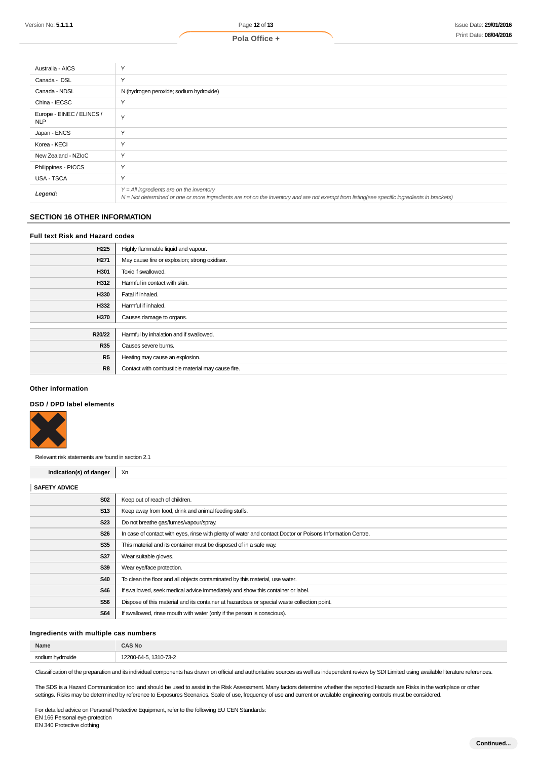| | |
|---|---|
| Australia - AICS | Y |
| Canada - DSL | Y |
| Canada - NDSL | N (hydrogen peroxide; sodium hydroxide) |
| China - IECSC | Y |
| Europe - EINEC / ELINCS / NLP | Y |
| Japan - ENCS | Y |
| Korea - KECI | Y |
| New Zealand - NZIoC | Y |
| Philippines - PICCS | Y |
| USA - TSCA | Y |
| ***Legend:*** | *Y = All ingredients are on the inventory*<br>*N = Not determined or one or more ingredients are not on the inventory and are not exempt from listing(see specific ingredients in brackets)* |

## SECTION 16 OTHER INFORMATION

### Full text Risk and Hazard codes

| | |
|---|---|
| **H225** | Highly flammable liquid and vapour. |
| **H271** | May cause fire or explosion; strong oxidiser. |
| **H301** | Toxic if swallowed. |
| **H312** | Harmful in contact with skin. |
| **H330** | Fatal if inhaled. |
| **H332** | Harmful if inhaled. |
| **H370** | Causes damage to organs. |
| **R20/22** | Harmful by inhalation and if swallowed. |
| **R35** | Causes severe burns. |
| **R5** | Heating may cause an explosion. |
| **R8** | Contact with combustible material may cause fire. |

### Other information

### DSD / DPD label elements

Relevant risk statements are found in section 2.1

| | |
|---|---|
| **Indication(s) of danger** | Xn |

**SAFETY ADVICE**

| | |
|---|---|
| **S02** | Keep out of reach of children. |
| **S13** | Keep away from food, drink and animal feeding stuffs. |
| **S23** | Do not breathe gas/fumes/vapour/spray. |
| **S26** | In case of contact with eyes, rinse with plenty of water and contact Doctor or Poisons Information Centre. |
| **S35** | This material and its container must be disposed of in a safe way. |
| **S37** | Wear suitable gloves. |
| **S39** | Wear eye/face protection. |
| **S40** | To clean the floor and all objects contaminated by this material, use water. |
| **S46** | If swallowed, seek medical advice immediately and show this container or label. |
| **S56** | Dispose of this material and its container at hazardous or special waste collection point. |
| **S64** | If swallowed, rinse mouth with water (only if the person is conscious). |

### Ingredients with multiple cas numbers

| Name | CAS No |
|---|---|
| sodium hydroxide | 12200-64-5, 1310-73-2 |

Classification of the preparation and its individual components has drawn on official and authoritative sources as well as independent review by SDI Limited using available literature references.

The SDS is a Hazard Communication tool and should be used to assist in the Risk Assessment. Many factors determine whether the reported Hazards are Risks in the workplace or other settings. Risks may be determined by reference to Exposures Scenarios. Scale of use, frequency of use and current or available engineering controls must be considered.

For detailed advice on Personal Protective Equipment, refer to the following EU CEN Standards:
EN 166 Personal eye-protection
EN 340 Protective clothing

**Continued...**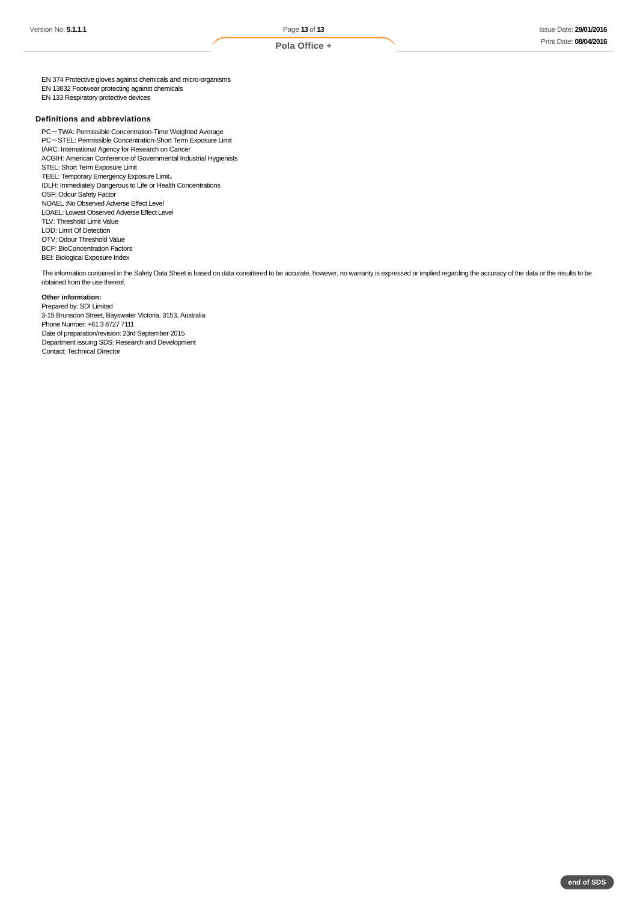EN 374 Protective gloves against chemicals and micro-organisms
EN 13832 Footwear protecting against chemicals
EN 133 Respiratory protective devices

### Definitions and abbreviations

PC－TWA: Permissible Concentration-Time Weighted Average
PC－STEL: Permissible Concentration-Short Term Exposure Limit
IARC: International Agency for Research on Cancer
ACGIH: American Conference of Governmental Industrial Hygienists
STEL: Short Term Exposure Limit
TEEL: Temporary Emergency Exposure Limit。
IDLH: Immediately Dangerous to Life or Health Concentrations
OSF: Odour Safety Factor
NOAEL :No Observed Adverse Effect Level
LOAEL: Lowest Observed Adverse Effect Level
TLV: Threshold Limit Value
LOD: Limit Of Detection
OTV: Odour Threshold Value
BCF: BioConcentration Factors
BEI: Biological Exposure Index

The information contained in the Safety Data Sheet is based on data considered to be accurate, however, no warranty is expressed or implied regarding the accuracy of the data or the results to be obtained from the use thereof.

**Other information:**

Prepared by: SDI Limited
3-15 Brunsdon Street, Bayswater Victoria, 3153, Australia
Phone Number: +61 3 8727 7111
Date of preparation/revision: 23rd September 2015
Department issuing SDS: Research and Development
Contact: Technical Director

**end of SDS**